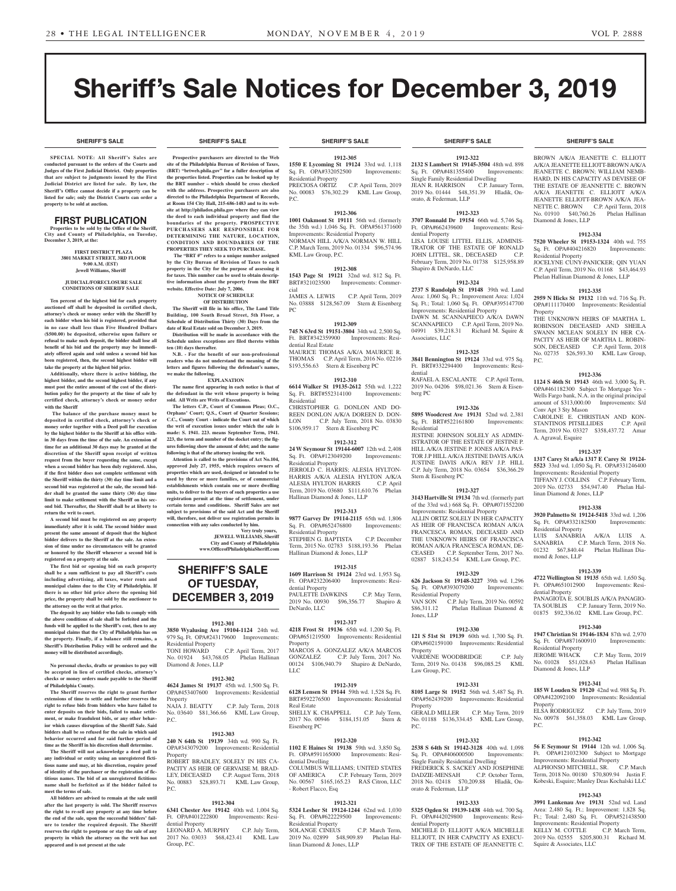# Sheriff's Sale Notices for December 3, 2019

SHERIFF'S SALE

**SPECIAL NOTE: All Sheriff's Sales are conducted pursuant to the orders of the Courts and Judges of the First Judicial District. Only properties that are subject to judgments issued by the First Judicial District are listed for sale. By law, the Sheriff's Office cannot decide if a property can be listed for sale; only the District Courts can order a property to be sold at auction.**

## FIRST PUBLICATION

**Properties to be sold by the Office of the Sheriff, City and County of Philadelphia, on Tuesday, December 3, 2019, at the:**

**FIRST DISTRICT PLAZA**
**3801 MARKET STREET, 3RD FLOOR**
**9:00 A.M. (EST)**
**Jewell Williams, Sheriff**

**JUDICIAL/FORECLOSURE SALE CONDITIONS OF SHERIFF SALE**

**Ten percent of the highest bid for each property auctioned off shall be deposited in certified check, attorney's check or money order with the Sheriff by each bidder when his bid is registered, provided that in no case shall less than Five Hundred Dollars ($500.00) be deposited, otherwise upon failure or refusal to make such deposit, the bidder shall lose all benefit of his bid and the property may be immediately offered again and sold unless a second bid has been registered, then, the second highest bidder will take the property at the highest bid price.**

**Additionally, where there is active bidding, the highest bidder, and the second highest bidder, if any must post the entire amount of the cost of the distribution policy for the property at the time of sale by certified check, attorney's check or money order with the Sheriff**

**The balance of the purchase money must be deposited in certified check, attorney's check or money order together with a Deed poll for execution by the highest bidder to the Sheriff at his office within 30 days from the time of the sale. An extension of time for an additional 30 days may be granted at the discretion of the Sheriff upon receipt of written request from the buyer requesting the same, except when a second bidder has been duly registered. Also, if the first bidder does not complete settlement with the Sheriff within the thirty (30) day time limit and a second bid was registered at the sale, the second bidder shall be granted the same thirty (30) day time limit to make settlement with the Sheriff on his second bid. Thereafter, the Sheriff shall be at liberty to return the writ to court.**

**A second bid must be registered on any property immediately after it is sold. The second bidder must present the same amount of deposit that the highest bidder delivers to the Sheriff at the sale. An extension of time under no circumstances will be granted or honored by the Sheriff whenever a second bid is registered on a property at the sale.**

**The first bid or opening bid on each property shall be a sum sufficient to pay all Sheriff's costs including advertising, all taxes, water rents and municipal claims due to the City of Philadelphia. If there is no other bid price above the opening bid price, the property shall be sold by the auctioneer to the attorney on the writ at that price.**

**The deposit by any bidder who fails to comply with the above conditions of sale shall be forfeited and the funds will be applied to the Sheriff's cost, then to any municipal claims that the City of Philadelphia has on the property. Finally, if a balance still remains, a Sheriff's Distribution Policy will be ordered and the money will be distributed accordingly.**

**No personal checks, drafts or promises to pay will be accepted in lieu of certified checks, attorney's checks or money orders made payable to the Sheriff of Philadelphia County.**

**The Sheriff reserves the right to grant further extensions of time to settle and further reserves the right to refuse bids from bidders who have failed to enter deposits on their bids, failed to make settlement, or make fraudulent bids, or any other behavior which causes disruption of the Sheriff Sale. Said bidders shall be so refused for the sale in which said behavior occurred and for said further period of time as the Sheriff in his discretion shall determine.**

**The Sheriff will not acknowledge a deed poll to any individual or entity using an unregistered fictitious name and may, at his discretion, require proof of identity of the purchaser or the registration of fictitious names. The bid of an unregistered fictitious name shall be forfeited as if the bidder failed to meet the terms of sale.**

**All bidders are advised to remain at the sale until after the last property is sold. The Sheriff reserves the right to re-sell any property at any time before the end of the sale, upon the successful bidders' failure to tender the required deposit. The Sheriff reserves the right to postpone or stay the sale of any property in which the attorney on the writ has not appeared and is not present at the sale**

**Prospective purchasers are directed to the Web site of the Philadelphia Bureau of Revision of Taxes, (BRT) "brtweb.phila.gov" for a fuller description of the properties listed. Properties can be looked up by the BRT number – which should be cross checked with the address. Prospective purchasers are also directed to the Philadelphia Department of Records, at Room 154 City Hall, 215-686-1483 and to its website at http://philadox.phila.gov where they can view the deed to each individual property and find the boundaries of the property. PROSPECTIVE PURCHASERS ARE RESPONSIBLE FOR DETERMINING THE NATURE, LOCATION, CONDITION AND BOUNDARIES OF THE PROPERTIES THEY SEEK TO PURCHASE.**

**The "BRT #" refers to a unique number assigned by the City Bureau of Revision of Taxes to each property in the City for the purpose of assessing it for taxes. This number can be used to obtain descriptive information about the property from the BRT website. Effective Date: July 7, 2006.**

**NOTICE OF SCHEDULE OF DISTRIBUTION**

**The Sheriff will file in his office, The Land Title Building, 100 South Broad Street, 5th Floor, a Schedule of Distribution Thirty (30) Days from the date of Real Estate sold on December 3, 2019.**

**Distribution will be made in accordance with the Schedule unless exceptions are filed thereto within ten (10) days thereafter.**

**N.B. - For the benefit of our non-professional readers who do not understand the meaning of the letters and figures following the defendant's names, we make the following.**

**EXPLANATION**

**The name first appearing in each notice is that of the defendant in the writ whose property is being sold. All Writs are Writs of Executions.**

**The letters C.P., Court of Common Pleas; O.C., Orphans' Court; Q.S., Court of Quarter Sessions; C.C., County Court - indicate the Court out of which the writ of execution issues under which the sale is made: S. 1941. 223. means September Term, 1941. 223, the term and number of the docket entry; the figures following show the amount of debt; and the name following is that of the attorney issuing the writ.**

**Attention is called to the provisions of Act No.104, approved July 27, 1955, which requires owners of properties which are used, designed or intended to be used by three or more families, or of commercial establishments which contain one or more dwelling units, to deliver to the buyers of such properties a use registration permit at the time of settlement, under certain terms and conditions. Sheriff Sales are not subject to provisions of the said Act and the Sheriff will, therefore, not deliver use registration permits in connection with any sales conducted by him.**

**Very truly yours,**
**JEWELL WILLIAMS, Sheriff**
**City and County of Philadelphia**
**www.OfficeofPhiladelphiaSheriff.com**

## SHERIFF'S SALE OF TUESDAY, DECEMBER 3, 2019

**1912-301**

**3850 Wyalusing Ave 19104-1124** 24th wd. 979 Sq. Ft. OPA#243179600 Improvements: Residential Property
TONI HOWARD C.P. April Term, 2017 No. 01924 $43,768.05 Phelan Hallinan Diamond & Jones, LLP

**1912-302**

**4624 James St 19137** 45th wd. 1,500 Sq. Ft. OPA#453407600 Improvements: Residential Property
NAJA J. BEATTY C.P. July Term, 2018 No. 03640 $81,366.66 KML Law Group, P.C.

**1912-303**

**240 N 64th St 19139** 34th wd. 990 Sq. Ft. OPA#343079200 Improvements: Residential Property
ROBERT BRADLEY, SOLELY IN HIS CAPACITY AS HEIR OF GERVAISE M. BRADLEY, DECEASED C.P. August Term, 2018 No. 00883 $28,893.71 KML Law Group, P.C.

**1912-304**

**6341 Chester Ave 19142** 40th wd. 1,004 Sq. Ft. OPA#401222800 Improvements: Residential Property
LEONARD A. MURPHY C.P. July Term, 2017 No. 03033 $68,423.41 KML Law Group, P.C.

**1912-305**

**1550 E Lycoming St 19124** 33rd wd. 1,118 Sq. Ft. OPA#332052500 Improvements: Residential Property
PRECIOSA ORTIZ C.P. April Term, 2019 No. 00083 $76,302.29 KML Law Group, P.C.

**1912-306**

**1001 Oakmont St 19111** 56th wd. (formerly the 35th wd.) 1,046 Sq. Ft. OPA#561371600 Improvements: Residential Property
NORMAN HILL A/K/A NORMAN W. HILL C.P. March Term, 2019 No. 01334 $96,574.96 KML Law Group, P.C.

**1912-308**

**1543 Page St 19121** 32nd wd. 812 Sq. Ft. BRT#321023500 Improvements: Commercial
JAMES A. LEWIS C.P. April Term, 2019 No. 03888 $128,567.09 Stern & Eisenberg PC

**1912-309**

**745 N 63rd St 19151-3804** 34th wd. 2,500 Sq. Ft. BRT#342359900 Improvements: Residential Real Estate
MAURICE THOMAS A/K/A MAURICE R. THOMAS C.P. April Term, 2016 No. 02216 $193,556.63 Stern & Eisenberg PC

**1912-310**

**6614 Walker St 19135-2612** 55th wd. 1,222 Sq. Ft. BRT#552314100 Improvements: Residential
CHRISTOPHER G. DONLON AND DOREEN DONLON A/K/A DOREEN D. DONLON C.P. July Term, 2018 No. 03830 $106,959.17 Stern & Eisenberg PC

**1912-312**

**24 W Seymour St 19144-6007** 12th wd. 2,408 Sq. Ft. OPA#123049200 Improvements: Residential Property
JERROLD C. HARRIS; ALESIA HYLTON-HARRIS A/K/A ALESIA HYLTON A/K/A ALESIA HYLTON HARRIS C.P. April Term, 2019 No. 03680 $111,610.76 Phelan Hallinan Diamond & Jones, LLP

**1912-313**

**9877 Garvey Dr 19114-2115** 65th wd. 1,806 Sq. Ft. OPA#652476800 Improvements: Residential Property
STEPHEN G. BAPTISTA C.P. December Term, 2015 No. 02783 $188,193.36 Phelan Hallinan Diamond & Jones, LLP

**1912-315**

**1609 Harrison St 19124** 23rd wd. 1,953 Sq. Ft. OPA#232206400 Improvements: Residential Property
PAULETTE DAWKINS C.P. May Term, 2019 No. 00930 $96,356.77 Shapiro & DeNardo, LLC

**1912-317**

**4218 Frost St 19136** 65th wd. 1,200 Sq. Ft. OPA#651219500 Improvements: Residential Property
MARCOS A. GONZALEZ A/K/A MARCOS GONZALEZ C.P. July Term, 2017 No. 00124 $106,940.79 Shapiro & DeNardo, LLC

**1912-319**

**6128 Lensen St 19144** 59th wd. 1,528 Sq. Ft. BRT#592276500 Improvements: Residential Real Estate
SHELLY K. CHAPPELL C.P. July Term, 2017 No. 00946 $184,151.05 Stern & Eisenberg PC

**1912-320**

**1102 E Haines St 19138** 59th wd. 3,850 Sq. Ft. OPA#591165000 Improvements: Residential Dwelling
COLUMBUS WILLIAMS; UNITED STATES OF AMERICA C.P. February Term, 2019 No. 00567 $165,165.23 RAS Citron, LLC - Robert Flacco, Esq

**1912-321**

**5324 Lesher St 19124-1244** 62nd wd. 1,030 Sq. Ft. OPA#622229500 Improvements: Residential Property
SOLANGE CINEUS C.P. March Term, 2019 No. 02899 $48,909.89 Phelan Hallinan Diamond & Jones, LLP

**1912-322**

**2132 S Lambert St 19145-3504** 48th wd. 898 Sq. Ft. OPA#481355400 Improvements: Single Family Residential Dwelling
JEAN R. HARRISON C.P. January Term, 2019 No. 01444 $48,351.39 Hladik, Onorato, & Federman, LLP

**1912-323**

**3707 Ronnald Dr 19154** 66th wd. 5,746 Sq. Ft. OPA#662439600 Improvements: Residential Property
LISA LOUISE LITTEL ELLIS, ADMINISTRATOR OF THE ESTATE OF RONALD JOHN LITTEL, SR., DECEASED C.P. February Term, 2019 No. 01738 $125,958.89 Shapiro & DeNardo, LLC

**1912-324**

**2737 S Randolph St 19148** 39th wd. Land Area: 1,060 Sq. Ft.; Improvement Area: 1,024 Sq. Ft.; Total: 1,060 Sq. Ft. OPA#395147700 Improvements: Residential Property
DAWN M. SCANNAPIECO A/K/A DAWN SCANNAPIECO C.P. April Term, 2019 No. 04991 $39,218.31 Richard M. Squire & Associates, LLC

**1912-325**

**3841 Bennington St 19124** 33rd wd. 975 Sq. Ft. BRT#332294400 Improvements: Residential
RAFAEL A. ESCALANTE C.P. April Term, 2019 No. 04206 $98,021.36 Stern & Eisenberg PC

**1912-326**

**5895 Woodcrest Ave 19131** 52nd wd. 2,381 Sq. Ft. BRT#522161800 Improvements: Residential
JESTINE JOHNSON SOLELY AS ADMINISTRATOR OF THE ESTATE OF JESTINE P. HILL A/K/A JESTINE P. JONES A/K/A PASTOR J P HILL A/K/A JESTINE DAVIS A/K/A JUSTINE DAVIS A/K/A REV J.P. HILL C.P. July Term, 2018 No. 03654 $36,366.29 Stern & Eisenberg PC

**1912-327**

**3143 Hartville St 19134** 7th wd. (formerly part of the 33rd wd.) 668 Sq. Ft. OPA#071552200 Improvements: Residential Property
ALLIN ORTIZ SOLELY IN HER CAPACITY AS HEIR OF FRANCISCA ROMAN A/K/A FRANCESCA ROMAN, DECEASED AND THE UNKNOWN HEIRS OF FRANCISCA ROMAN A/K/A FRANCESCA ROMAN, DECEASED C.P. September Term, 2017 No. 02887 $18,243.54 KML Law Group, P.C.

**1912-329**

**626 Jackson St 19148-3227** 39th wd. 1,296 Sq. Ft. OPA#393079200 Improvements: Residential Property
VAN SON C.P. July Term, 2019 No. 00592 $86,311.12 Phelan Hallinan Diamond & Jones, LLP

**1912-330**

**121 S 51st St 19139** 60th wd. 1,700 Sq. Ft. OPA#602159100 Improvements: Residential Property
VARDENE WOODBRIDGE C.P. July Term, 2019 No. 01438 $96,085.25 KML Law Group, P.C.

**1912-331**

**8105 Large St 19152** 56th wd. 5,487 Sq. Ft. OPA#562439200 Improvements: Residential Property
GERALD MILLER C.P. May Term, 2019 No. 01188 $136,334.45 KML Law Group, P.C.

**1912-332**

**2538 S 64th St 19142-3128** 40th wd. 1,098 Sq. Ft. OPA#406000500 Improvements: Single Family Residential Dwelling
FREDERICK S. SACKEY AND JOSEPHINE DADZIE-MENSAH C.P. October Term, 2018 No. 02418 $70,209.88 Hladik, Onorato & Federman, LLP

**1912-333**

**5325 Ogden St 19139-1438** 44th wd. 700 Sq. Ft. OPA#442029800 Improvements: Residential Property
MICHELE D. ELLIOTT A/K/A MICHELLE ELLIOTT, IN HER CAPACITY AS EXECUTRIX OF THE ESTATE OF JEANNETTE C. BROWN A/K/A JEANETTE C. ELLIOTT A/K/A JEANETTE ELLIOTT-BROWN A/K/A JEANETTE C. BROWN; WILLIAM NEMBHARD, IN HIS CAPACITY AS DEVISEE OF THE ESTATE OF JEANNETTE C. BROWN A/K/A JEANETTE C. ELLIOTT A/K/A JEANETTE ELLIOTT-BROWN A/K/A JEANETTE C. BROWN C.P. April Term, 2018 No. 01910 $40,760.26 Phelan Hallinan Diamond & Jones, LLP

**1912-334**

**7520 Wheeler St 19153-1324** 40th wd. 755 Sq. Ft. OPA#404216820 Improvements: Residential Property
JOCELYNE CUNY-PANICKER; QIN YUAN C.P. April Term, 2019 No. 01168 $43,464.93 Phelan Hallinan Diamond & Jones, LLP

**1912-335**

**2959 N Hicks St 19132** 11th wd. 716 Sq. Ft. OPA#111170400 Improvements: Residential Property
THE UNKNOWN HEIRS OF MARTHA L. ROBINSON DECEASED AND SHEILA SWANN MCLEAN SOLELY IN HER CAPACITY AS HEIR OF MARTHA L. ROBINSON, DECEASED C.P. April Term, 2018 No. 02735 $26,593.30 KML Law Group, P.C.

**1912-336**

**1124 S 46th St 19143** 46th wd. 3,000 Sq. Ft. OPA#461182300 Subject To Mortgage Yes - Wells Fargo bank, N.A. in the original principal amount of $313,000.00 Improvements: S/d Conv Apt 3 Sty Mason
CAROLINE E. CHRISTIAN AND KONSTANTINOS PITSILLIDES C.P. April Term, 2019 No. 03327 $358,437.72 Amar A. Agrawal, Esquire

**1912-337**

**1317 Carey St a/k/a 1317 E Carey St 19124-5523** 33rd wd. 1,050 Sq. Ft. OPA#331246400 Improvements: Residential Property
TIFFANY J. COLLINS C.P. February Term, 2019 No. 02733 $54,947.40 Phelan Hallinan Diamond & Jones, LLP

**1912-338**

**3920 Palmetto St 19124-5418** 33rd wd. 1,206 Sq. Ft. OPA#332182500 Improvements: Residential Property
LUIS SANABRIA A/K/A LUIS A. SANABRIA C.P. March Term, 2018 No. 01232 $67,840.44 Phelan Hallinan Diamond & Jones, LLP

**1912-339**

**4722 Wellington St 19135** 65th wd. 1,650 Sq. Ft. OPA#651012900 Improvements: Residential Property
PANAGIOTA E. SOUBLIS A/K/A PANAGIOTA SOUBLIS C.P. January Term, 2019 No. 01875 $92,336.02 KML Law Group, P.C.

**1912-340**

**1947 Christian St 19146-1834** 87th wd. 2,970 Sq. Ft. OPA#871600910 Improvements: Residential Property
JEROME WHACK C.P. May Term, 2019 No. 01028 $51,028.63 Phelan Hallinan Diamond & Jones, LLP

**1912-341**

**185 W Louden St 19120** 42nd wd. 988 Sq. Ft. OPA#422092100 Improvements: Residential Property
ELSA RODRIGUEZ C.P. July Term, 2019 No. 00978 $61,358.03 KML Law Group, P.C.

**1912-342**

**56 E Seymour St 19144** 12th wd. 1,006 Sq. Ft. OPA#121032300 Subject to Mortgage Improvements: Residential Property
ALPHONSO MITCHELL, SR. C.P. March Term, 2018 No. 00180 $70,809.94 Justin F. Kobeski, Esquire; Manley Deas Kochalski LLC

**1912-343**

**3991 Lankenau Ave 19131** 52nd wd. Land Area: 2,480 Sq. Ft.; Improvement: 1,828 Sq. Ft.; Total: 2,480 Sq. Ft. OPA#521438500 Improvements: Residential Property
KELLY M. COTTLE C.P. March Term, 2019 No. 02555 $205,800.31 Richard M. Squire & Associates, LLC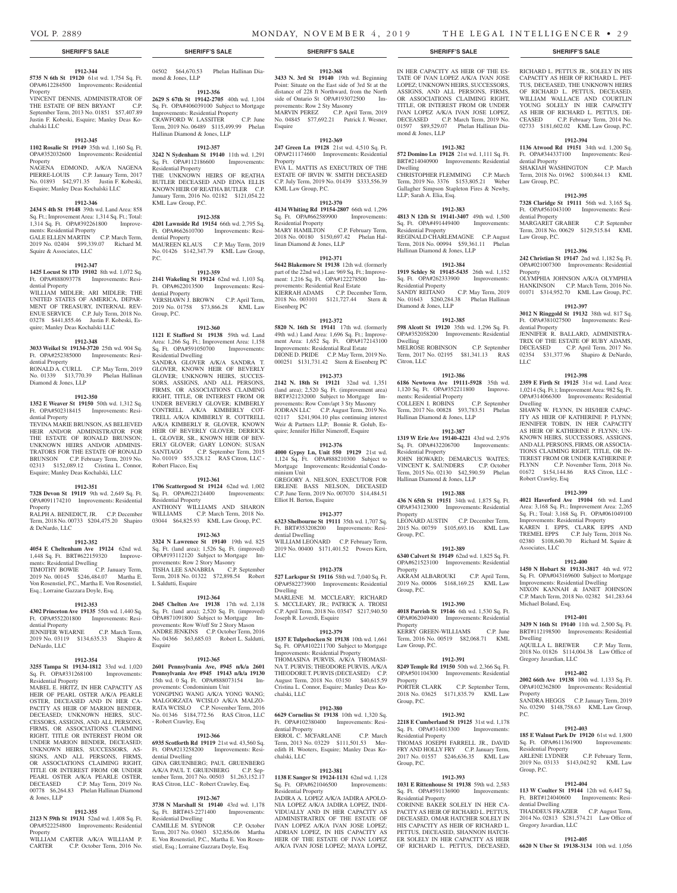**1912-344**

**5735 N 6th St 19120** 61st wd. 1,754 Sq. Ft. OPA#612284500 Improvements: Residential Property

VINCENT DENNIS, ADMINISTRATOR OF THE ESTATE OF BEN BRYANT C.P. September Term, 2013 No. 01851 $57,407.89 Justin F. Kobeski, Esquire; Manley Deas Kochalski LLC

**1912-345**

**1102 Rosalie St 19149** 35th wd. 1,160 Sq. Ft. OPA#352032600 Improvements: Residential Property

NAGENA EDMOND, A/K/A NAGENA PIERRE-LOUIS C.P. January Term, 2017 No. 01893 $42,971.35 Justin F. Kobeski, Esquire; Manley Deas Kochalski LLC

**1912-346**

**2434 S 4th St 19148** 39th wd. Land Area: 858 Sq. Ft.; Improvement Area: 1,314 Sq. Ft.; Total: 1,314 Sq. Ft. OPA#392261800 Improvements: Residential Property

GALE ELLEN MARTIN C.P. March Term, 2019 No. 02404 $99,339.07 Richard M. Squire & Associates, LLC

**1912-347**

**1425 Locust St 17D 19102** 8th wd. 1,072 Sq. Ft. OPA#888093778 Improvements: Residential Property

WILLIAM MIDLER; ARI MIDLER; THE UNITED STATES OF AMERICA, DEPARTMENT OF TREASURY, INTERNAL REVENUE SERVICE C.P. July Term, 2018 No. 03278 $441,855.46 Justin F. Kobeski, Esquire; Manley Deas Kochalski LLC

**1912-348**

**3033 Weikel St 19134-3720** 25th wd. 904 Sq. Ft. OPA#252385000 Improvements: Residential Property

RONALD A. CURLL C.P. May Term, 2019 No. 01339 $13,770.39 Phelan Hallinan Diamond & Jones, LLP

**1912-350**

**1352 E Weaver St 19150** 50th wd. 1,312 Sq. Ft. OPA#502318415 Improvements: Residential Property

TEVINA MARIE BRUNSON, AS BELIEVED HEIR AND/OR ADMINISTRATOR FOR THE ESTATE OF RONALD BRUNSON; UNKNOWN HEIRS AND/OR ADMINISTRATORS FOR THE ESTATE OF RONALD BRUNSON C.P. February Term, 2019 No. 02313 $152,089.12 Cristina L. Connor, Esquire; Manley Deas Kochalski LLC

**1912-351**

**7328 Devon St 19119** 9th wd. 2,649 Sq. Ft. OPA#091174210 Improvements: Residential Property

RALPH A. BENEDICT, JR. C.P. December Term, 2018 No. 00733 $204,475.20 Shapiro & DeNardo, LLC

**1912-352**

**4054 E Cheltenham Ave 19124** 62nd wd. 1,448 Sq. Ft. BRT#622159320 Improvements: Residential Dwelling

TIMOTHY BOWIE C.P. January Term, 2019 No. 00145 $246,484.07 Martha E. Von Rosenstiel, P.C., Martha E. Von Rosenstiel, Esq.; Lorraine Gazzara Doyle, Esq.

**1912-353**

**4302 Princeton Ave 19135** 55th wd. 1,440 Sq. Ft. OPA#552201800 Improvements: Residential Property

JENNIFER WEARNE C.P. March Term, 2019 No. 03119 $134,635.33 Shapiro & DeNardo, LLC

**1912-354**

**3255 Tampa St 19134-1812** 33rd wd. 1,020 Sq. Ft. OPA#331268100 Improvements: Residential Property

MABEL E. HRITZ, IN HER CAPACITY AS HEIR OF PEARL OSTER A/K/A PEARLE OSTER, DECEASED AND IN HER CAPACITY AS HEIR OF MARION BENDER, DECEASED; UNKNOWN HEIRS, SUCCESSORS, ASSIGNS, AND ALL PERSONS, FIRMS, OR ASSOCIATIONS CLAIMING RIGHT, TITLE OR INTEREST FROM OR UNDER MARION BENDER, DECEASED; UNKNOWN HEIRS, SUCCESSORS, ASSIGNS, AND ALL PERSONS, FIRMS, OR ASSOCIATIONS CLAIMING RIGHT, TITLE OR INTEREST FROM OR UNDER PEARL OSTER A/K/A PEARLE OSTER, DECEASED C.P. May Term, 2019 No. 00778 $6,264.83 Phelan Hallinan Diamond & Jones, LLP

**1912-355**

**2123 N 59th St 19131** 52nd wd. 1,408 Sq. Ft. OPA#522254800 Improvements: Residential Property

WILLIAM CARTER A/K/A WILLIAM P. CARTER C.P. October Term, 2016 No. 04502 $64,670.53 Phelan Hallinan Diamond & Jones, LLP

**1912-356**

**2629 S 67th St 19142-2705** 40th wd. 1,104 Sq. Ft. OPA#406039100 Subject to Mortgage Improvements: Residential Property

CRAWFORD W. LASSITER C.P. June Term, 2019 No. 06489 $115,499.99 Phelan Hallinan Diamond & Jones, LLP

**1912-357**

**3242 N Sydenham St 19140** 11th wd. 1,291 Sq. Ft. OPA#112186600 Improvements: Residential Property

THE UNKNOWN HEIRS OF REATHA BUTLER DECEASED AND EDNA ELLIS KNOWN HEIR OF REATHA BUTLER C.P. January Term, 2016 No. 02182 $121,054.22 KML Law Group, P.C.

**1912-358**

**4201 Lawnside Rd 19154** 66th wd. 2,795 Sq. Ft. OPA#662610700 Improvements: Residential Property

MAUREEN KLAUS C.P. May Term, 2019 No. 01426 $142,347.79 KML Law Group, P.C.

**1912-359**

**2141 Wakeling St 19124** 62nd wd. 1,103 Sq. Ft. OPA#622013500 Improvements: Residential Property

VERSHAWN J. BROWN C.P. April Term, 2019 No. 01758 $73,866.28 KML Law Group, P.C.

**1912-360**

**1121 E Stafford St 19138** 59th wd. Land Area: 1,266 Sq. Ft.; Improvement Area: 1,158 Sq. Ft. OPA#591050700 Improvements: Residential Dwelling

SANDRA GLOVER A/K/A SANDRA T. GLOVER, KNOWN HEIR OF BEVERLY GLOVER; UNKNOWN HEIRS, SUCCESSORS, ASSIGNS, AND ALL PERSONS, FIRMS, OR ASSOCIATIONS CLAIMING RIGHT, TITLE, OR INTEREST FROM OR UNDER BEVERLY GLOVER; KIMBERLY CONTRELL A/K/A KIMBERLY COTTRELL A/K/A KIMBERLY R. COTTRELL A/K/A KIMBERLY R. GLOVER, KNOWN HEIR OF BEVERLY GLOVER; DERRICK L. GLOVER, SR., KNOWN HEIR OF BEVERLY GLOVER; GARY LONON; SUSAN SANTIAGO C.P. September Term, 2015 No. 01019 $55,328.12 RAS Citron, LLC - Robert Flacco, Esq

**1912-361**

**1706 Scattergood St 19124** 62nd wd. 1,002 Sq. Ft. OPA#622124400 Improvements: Residential Property

ANTHONY WILLIAMS AND SHARON WILLIAMS C.P. March Term, 2018 No. 03044 $64,825.93 KML Law Group, P.C.

**1912-363**

**3324 N Lawrence St 19140** 19th wd. 825 Sq. Ft. (land area); 1,526 Sq. Ft. (improved) OPA#193112120 Subject to Mortgage Improvements: Row 2 Story Masonry

TISHA LEE SANABRIA C.P. September Term, 2018 No. 01322 $72,898.54 Robert L Saldutti, Esquire

**1912-364**

**2045 Chelten Ave 19138** 17th wd. 2,138 Sq. Ft. (land area); 2,520 Sq. Ft. (improved) OPA#871091800 Subject to Mortgage Improvements: Row W/off Str 2 Story Mason

ANDRE JENKINS C.P. October Term, 2016 No. 04366 $63,685.03 Robert L. Saldutti, Esquire

**1912-365**

**2601 Pennsylvania Ave, #945 n/k/a 2601 Pennsylvania Ave #945 19143 n/k/a 19130** 15th wd. 0 Sq. Ft. OPA#888073154 Improvements: Condominium Unit

YONGPING WANG A/K/A YONG WANG; MALGORZATA WCISLO A/K/A MALZORATA WCISLO C.P. November Term, 2016 No. 01346 $184,772.56 RAS Citron, LLC - Robert Crawley, Esq

**1912-366**

**6935 Scotforth Rd 19119** 21st wd. 43,560 Sq. Ft. OPA#213258200 Improvements: Residential Dwelling

GINA GRUENBERG; PAUL GRUENBERG A/K/A PAUL T. GRUENBERG C.P. September Term, 2017 No. 00503 $1,263,152.17 RAS Citron, LLC - Robert Crawley, Esq.

**1912-367**

**3738 N Marshall St 19140** 43rd wd. 1,178 Sq. Ft. BRT#43-2271400 Improvements: Residential Dwelling

CAMILLE M. SYDNOR C.P. October Term, 2017 No. 03603 $32,856.06 Martha E. Von Rosenstiel, P.C., Martha E. Von Rosenstiel, Esq.; Lorraine Gazzara Doyle, Esq.

**1912-368**

**3433 N. 3rd St 19140** 19th wd. Beginning Point: Situate on the East side of 3rd St at the distance of 228 ft Northward, from the North side of Ontario St OPA#193072500 Improvements: Row 2 Sty Masonry

MARVIN PEREZ C.P. April Term, 2019 No. 04845 $77,692.21 Patrick J. Wesner, Esquire

**1912-369**

**247 Green Ln 19128** 21st wd. 4,510 Sq. Ft. OPA#211174600 Improvements: Residential Property

EVA L. MATTIS AS EXECUTRIX OF THE ESTATE OF IRVIN W. SMITH DECEASED C.P. July Term, 2019 No. 01439 $333,556.39 KML Law Group, P.C.

**1912-370**

**4134 Whiting Rd 19154-2807** 66th wd. 1,296 Sq. Ft. OPA#662589900 Improvements: Residential Property

MARY HAMILTON C.P. February Term, 2018 No. 00180 $150,697.42 Phelan Hallinan Diamond & Jones, LLP

**1912-371**

**5642 Blakemore St 19138** 12th wd. (formerly part of the 22nd wd.) Lan: 969 Sq. Ft.; Improvement: 1,216 Sq. Ft. OPA#122278500 Improvements: Residential Real Estate

KIERRAH ADAMS C.P. December Term, 2018 No. 003101 $121,727.44 Stern & Eisenberg PC

**1912-372**

**5820 N. 16th St 19141** 17th wd. (formerly 49th wd.) Land Area: 1,696 Sq. Ft.; Improvement Area: 1,652 Sq. Ft. OPA#172143100 Improvements: Residential Real Estate

DIONE D. PRIDE C.P. May Term, 2019 No. 000251 $131,731.42 Stern & Eisenberg PC

**1912-373**

**2142 N. 18th St 19121** 32nd wd. 1,351 (land area); 2,520 Sq. Ft. (improvement area) BRT#321232000 Subject to Mortgage Improvements: Row Conv/apt 3 Sty Masonry

JODRAN LLC C.P. August Term, 2019 No. 02117 $241,904.10 plus continuing interest Weir & Partners LLP; Bonnie R. Golub, Esquire; Jennifer Hiller Nimeroff, Esquire

**1912-376**

**4000 Gypsy Ln, Unit 550 19129** 21st wd. 1,124 Sq. Ft. OPA#888210300 Subject to Mortgage Improvements: Residential Condominium Unit

GREGORY A. NELSON, EXECUTOR FOR ERLENE BASS NELSON, DECEASED C.P. June Term, 2019 No. 007070 $14,484.51 Elliot H. Berton, Esquire

**1912-377**

**6323 Shelbourne St 19111** 35th wd. 1,707 Sq. Ft. BRT#353208200 Improvements: Residential Dwelling

WILLIAM LEONARD C.P. February Term, 2019 No. 00400 $171,401.52 Powers Kirn, LLC

**1912-378**

**527 Larkspur St 19116** 58th wd. 7,040 Sq. Ft. OPA#582273900 Improvements: Residential Dwelling

MARLENE M. MCCLEARY; RICHARD S. MCCLEARY, JR.; PATRICK A. TROISI C.P. April Term, 2018 No. 03547 $217,940.50 Joseph R. Loverdi, Esquire

**1912-379**

**1537 E Tulpehocken St 19138** 10th wd. 1,661 Sq. Ft. OPA#102211700 Subject to Mortgage Improvements: Residential Property

THOMASINA PURVIS, A/K/A THOMASINA T. PURVIS; THEODORE PURVIS, A/K/A THEODORE T. PURVIS (DECEASED) C.P. August Term, 2018 No. 03150 $40,615.59 Cristina L. Connor, Esquire; Manley Deas Kochalski, LLC

**1912-380**

**6629 Cornelius St 19138** 10th wd. 1,320 Sq. Ft. OPA#102380400 Improvements: Residential Property

ERROL C. MCFARLANE C.P. March Term, 2013 No. 03229 $111,501.53 Meredith H. Wooters, Esquire; Manley Deas Kochalski, LLC

**1912-381**

**1138 E Sanger St 19124-1131** 62nd wd. 1,128 Sq. Ft. OPA#621046500 Improvements: Residential Property

JADIRA A. LOPEZ A/K/A JADIRA APOLONIA LOPEZ A/K/A JADIRA LOPEZ, INDIVIDUALLY AND IN HER CAPACITY AS ADMINISTRATRIX OF THE ESTATE OF IVAN LOPEZ A/K/A IVAN JOSE LOPEZ; ADRIAN LOPEZ, IN HIS CAPACITY AS HEIR OF THE ESTATE OF IVAN LOPEZ A/K/A IVAN JOSE LOPEZ; MAYA LOPEZ, IN HER CAPACITY AS HEIR OF THE ESTATE OF IVAN LOPEZ A/K/A IVAN JOSE LOPEZ; UNKNOWN HEIRS, SUCCESSORS, ASSIGNS, AND ALL PERSONS, FIRMS, OR ASSOCIATIONS CLAIMING RIGHT, TITLE, OR INTEREST FROM OR UNDER IVAN LOPEZ A/K/A IVAN JOSE LOPEZ, DECEASED C.P. March Term, 2019 No. 01597 $89,529.07 Phelan Hallinan Diamond & Jones, LLP

**1912-382**

**572 Domino Ln 19128** 21st wd. 1,111 Sq. Ft. BRT#214040900 Improvements: Residential Dwelling

CHRISTOPHER FLEMMING C.P. March Term, 2019 No. 3376 $153,805.21 Weber Gallagher Simpson Stapleton Fires & Newby, LLP; Sarah A. Elia, Esq.

**1912-383**

**4813 N 12th St 19141-3407** 49th wd. 1,500 Sq. Ft. OPA#491449400 Improvements: Residential Property

REGINALD CHARLEMAGNE C.P. August Term, 2018 No. 00994 $59,361.11 Phelan Hallinan Diamond & Jones, LLP

**1912-384**

**1919 Schley St 19145-5435** 26th wd. 1,152 Sq. Ft. OPA#262333900 Improvements: Residential Property

SANDY REITANO C.P. May Term, 2019 No. 01643 $260,284.38 Phelan Hallinan Diamond & Jones, LLP

**1912-385**

**598 Alcott St 19120** 35th wd. 1,296 Sq. Ft. OPA#352058200 Improvements: Residential Dwelling

MELROSE ROBINSON C.P. September Term, 2017 No. 02195 $81,341.13 RAS Citron, LLC

**1912-386**

**6186 Newtown Ave 19111-5928** 35th wd. 1,120 Sq. Ft. OPA#352211800 Improvements: Residential Property

COLLEEN I. ROBINS C.P. September Term, 2017 No. 00828 $93,783.51 Phelan Hallinan Diamond & Jones, LLP

**1912-387**

**1319 W Erie Ave 19140-4221** 43rd wd. 2,976 Sq. Ft. OPA#432206700 Improvements: Residential Property

JOHN HOWARD; DEMARCUS WAITES; VINCENT K. SAUNDERS C.P. October Term, 2015 No. 02130 $42,590.59 Phelan Hallinan Diamond & Jones, LLP

**1912-388**

**436 N 65th St 19151** 34th wd. 1,875 Sq. Ft. OPA#343123000 Improvements: Residential Property

LEONARD AUSTIN C.P. December Term, 2015 No. 00759 $105,693.16 KML Law Group, P.C.

**1912-389**

**6340 Calvert St 19149** 62nd wd. 1,825 Sq. Ft. OPA#621523100 Improvements: Residential Property

AKRAM ALBAROUKI C.P. April Term, 2019 No. 00006 $168,169.25 KML Law Group, P.C.

**1912-390**

**4018 Parrish St 19146** 6th wd. 1,530 Sq. Ft. OPA#062049400 Improvements: Residential Property

KERRY GREEN-WILLIAMS C.P. June Term, 2016 No. 00519 $82,068.71 KML Law Group, P.C.

**1912-391**

**8249 Temple Rd 19150** 50th wd. 2,366 Sq. Ft. OPA#501104300 Improvements: Residential Property

PORTER CLARK C.P. September Term, 2018 No. 03625 $171,835.79 KML Law Group, P.C.

**1912-392**

**2218 E Cumberland St 19125** 31st wd. 1,178 Sq. Ft. OPA#314013300 Improvements: Residential Property

THOMAS JOSEPH FARRELL JR., DAVID FRY AND HOLLY FRY C.P. January Term, 2017 No. 01557 $246,636.35 KML Law Group, P.C.

**1912-393**

**1031 E Rittenhouse St 19138** 59th wd. 2,583 Sq. Ft. OPA#591136900 Improvements: Residential Property

CORINNE BAKER SOLELY IN HER CAPACITY AS HEIR OF RICHARD L. PETTUS, DECEASED, OMAR HATCHER SOLELY IN HIS CAPACITY AS HEIR OF RICHARD L. PETTUS, DECEASED, SHANNON HATCHER SOLELY IN HER CAPACITY AS HEIR OF RICHARD L. PETTUS, DECEASED, RICHARD L. PETTUS JR., SOLELY IN HIS CAPACITY AS HEIR OF RICHARD L. PETTUS, DECEASED, THE UNKNOWN HEIRS OF RICHARD L. PETTUS, DECEASED, WILLIAM WALLACE AND COURTLIN YOUNG SOLELY IN HER CAPACITY AS HEIR OF RICHARD L. PETTUS, DECEASED C.P. February Term, 2014 No. 02733 $181,602.02 KML Law Group, P.C.

**1912-394**

**1136 Atwood Rd 19151** 34th wd. 1,200 Sq. Ft. OPA#344337100 Improvements: Residential Property

SHAKIAH WASHINGTON C.P. March Term, 2018 No. 01962 $100,844.13 KML Law Group, P.C.

**1912-395**

**7328 Claridge St 19111** 56th wd. 3,165 Sq. Ft. OPA#561043100 Improvements: Residential Property

MARGARET GRABER C.P. September Term, 2018 No. 00629 $129,515.84 KML Law Group, P.C.

**1912-396**

**242 Christian St 19147** 2nd wd. 1,182 Sq. Ft. OPA#021007300 Improvements: Residential Property

OLYMPHIA JOHNSON A/K/A OLYMPHIA HANKINSON C.P. March Term, 2016 No. 01071 $314,952.70 KML Law Group, P.C.

**1912-397**

**3012 N Ringgold St 19132** 38th wd. 817 Sq. Ft. OPA#381027500 Improvements: Residential Property

JENNIFER R. BALLARD, ADMINISTRATRIX OF THE ESTATE OF RUBY ADAMS, DECEASED C.P. April Term, 2017 No. 02354 $31,377.96 Shapiro & DeNardo, LLC

**1912-398**

**2359 E Firth St 19125** 31st wd. Land Area: 1,0214 (Sq. Ft.); Improvement Area: 982 Sq. Ft. OPA#314066300 Improvements: Residential Dwelling

SHAWN W. FLYNN, IN HIS/HER CAPACITY AS HEIR OF KATHERINE P. FLYNN; JENNIFER TOBIN, IN HER CAPACITY AS HEIR OF KATHERINE P. FLYNN; UNKNOWN HEIRS, SUCCESSORS, ASSIGNS, AND ALL PERSONS, FIRMS, OR ASSOCIATIONS CLAIMING RIGHT, TITLE, OR INTEREST FROM OR UNDER KATHERINE P. FLYNN C.P. November Term, 2018 No. 01672 $154,144.86 RAS Citron, LLC - Robert Crawley, Esq

**1912-399**

**4021 Haverford Ave 19104** 6th wd. Land Area: 3,168 Sq. Ft.; Improvement Area: 2,265 Sq. Ft.; Total: 3,168 Sq. Ft. OPA#061049100 Improvements: Residential Property

KAREN I. EPPS, CLARK EPPS AND TREMEL EPPS C.P. July Term, 2018 No. 02380 $108,640.70 Richard M. Squire & Associates, LLC

**1912-400**

**1450 N Hobart St 19131-3817** 4th wd. 972 Sq. Ft. OPA#043169600 Subject to Mortgage Improvements: Residential Dwelling

NIXON KANNAH & JANET JOHNSON C.P. March Term, 2018 No. 02382 $41,283.64 Michael Boland, Esq.

**1912-401**

**3439 N 16th St 19140** 11th wd. 2,500 Sq. Ft. BRT#112198500 Improvements: Residential Dwelling

AQUILLA L. BREWER C.P. May Term, 2018 No. 01826 $114,004.38 Law Office of Gregory Javardian, LLC

**1912-402**

**2002 66th Ave 19138** 10th wd. 1,133 Sq. Ft. OPA#102362800 Improvements: Residential Property

SANDRA HEGGS C.P. January Term, 2019 No. 03290 $148,758.63 KML Law Group, P.C.

**1912-403**

**185 E Walnut Park Dr 19120** 61st wd. 1,800 Sq. Ft. OPA#611361900 Improvements: Residential Property

ARLENE LYDNER C.P. February Term, 2019 No. 03133 $143,042.92 KML Law Group, P.C.

**1912-404**

**113 W Coulter St 19144** 12th wd. 6,447 Sq. Ft. BRT#124040600 Improvements: Residential Dwelling

THADDEUS FRAZIER C.P. August Term, 2014 No. 02813 $281,574.21 Law Office of Gregory Javardian, LLC

**1912-405**

**6620 N Uber St 19138-3134** 10th wd. 1,056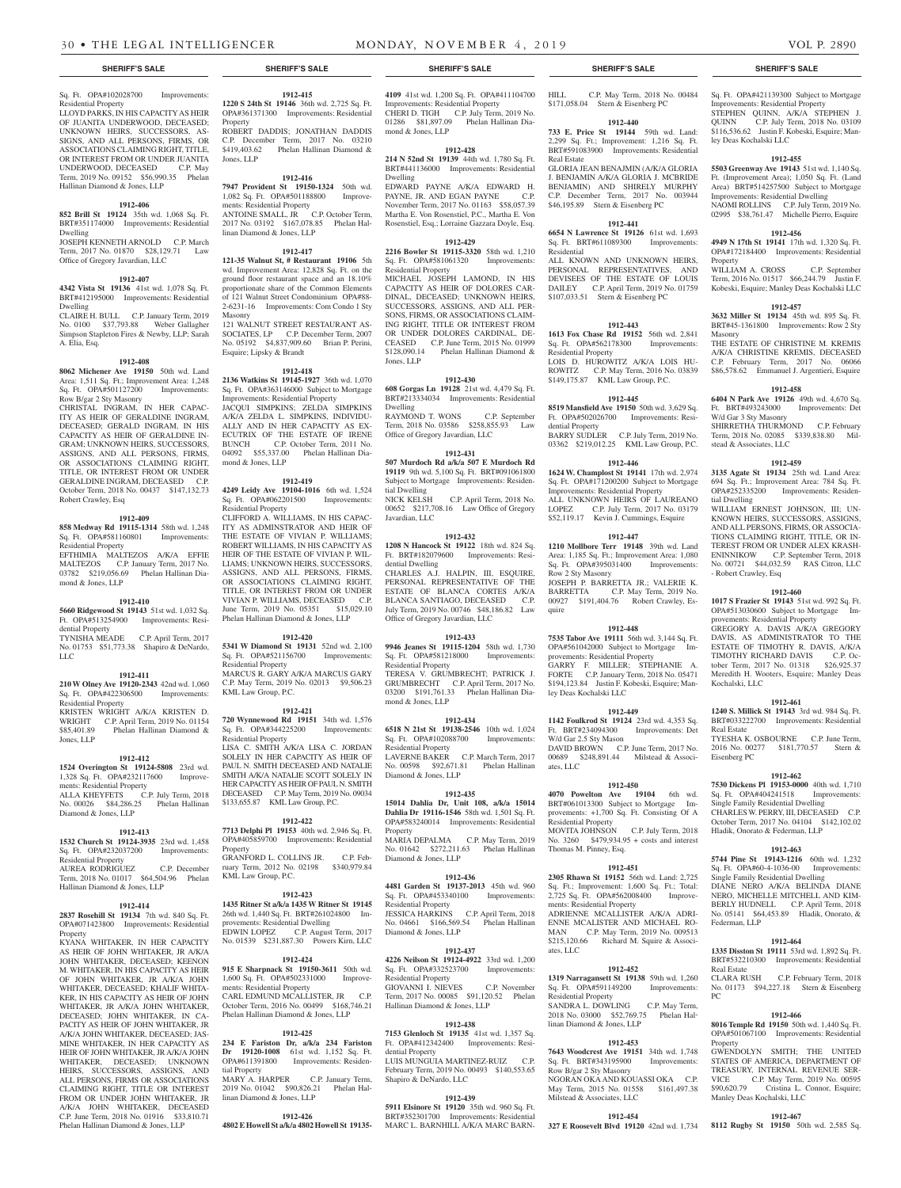## SHERIFF'S SALE

Sq. Ft. OPA#102028700 Improvements: Residential Property

LLOYD PARKS, IN HIS CAPACITY AS HEIR OF JUANITA UNDERWOOD, DECEASED; UNKNOWN HEIRS, SUCCESSORS, ASSIGNS, AND ALL PERSONS, FIRMS, OR ASSOCIATIONS CLAIMING RIGHT, TITLE, OR INTEREST FROM OR UNDER JUANITA UNDERWOOD, DECEASED C.P. May Term, 2019 No. 09152 $56,990.35 Phelan Hallinan Diamond & Jones, LLP

**1912-406**

**852 Brill St 19124** 35th wd. 1,068 Sq. Ft. BRT#351174000 Improvements: Residential Dwelling

JOSEPH KENNETH ARNOLD C.P. March Term, 2017 No. 01870 $28,129.71 Law Office of Gregory Javardian, LLC

**1912-407**

**4342 Vista St 19136** 41st wd. 1,078 Sq. Ft. BRT#412195000 Improvements: Residential Dwelling

CLAIRE H. BULL C.P. January Term, 2019 No. 0100 $37,793.88 Weber Gallagher Simpson Stapleton Fires & Newby, LLP; Sarah A. Elia, Esq.

**1912-408**

**8062 Michener Ave 19150** 50th wd. Land Area: 1,511 Sq. Ft.; Improvement Area: 1,248 Sq. Ft. OPA#501127200 Improvements: Row B/gar 2 Sty Masonry

CHRISTAL INGRAM, IN HER CAPACITY AS HEIR OF GERALDINE INGRAM, DECEASED; GERALD INGRAM, IN HIS CAPACITY AS HEIR OF GERALDINE INGRAM; UNKNOWN HEIRS, SUCCESSORS, ASSIGNS, AND ALL PERSONS, FIRMS, OR ASSOCIATIONS CLAIMING RIGHT, TITLE, OR INTEREST FROM OR UNDER GERALDINE INGRAM, DECEASED C.P. October Term, 2018 No. 00437 $147,132.73 Robert Crawley, Esq

**1912-409**

**858 Medway Rd 19115-1314** 58th wd. 1,248 Sq. Ft. OPA#581160801 Improvements: Residential Property

EFTHIMIA MALTEZOS A/K/A EFFIE MALTEZOS C.P. January Term, 2017 No. 03782 $219,056.69 Phelan Hallinan Diamond & Jones, LLP

**1912-410**

**5660 Ridgewood St 19143** 51st wd. 1,032 Sq. Ft. OPA#513254900 Improvements: Residential Property

TYNISHA MEADE C.P. April Term, 2017 No. 01753 $51,773.38 Shapiro & DeNardo, LLC

**1912-411**

**210 W Olney Ave 19120-2343** 42nd wd. 1,060 Sq. Ft. OPA#422306500 Improvements: Residential Property

KRISTEN WRIGHT A/K/A KRISTEN D. WRIGHT C.P. April Term, 2019 No. 01154 $85,401.89 Phelan Hallinan Diamond & Jones, LLP

**1912-412**

**1524 Overington St 19124-5808** 23rd wd. 1,328 Sq. Ft. OPA#232117600 Improvements: Residential Property

ALLA KHEYFETS C.P. July Term, 2018 No. 00026 $84,286.25 Phelan Hallinan Diamond & Jones, LLP

**1912-413**

**1532 Church St 19124-3935** 23rd wd. 1,458 Sq. Ft. OPA#232037200 Improvements: Residential Property

AUREA RODRIGUEZ C.P. December Term, 2018 No. 01017 $64,504.96 Phelan Hallinan Diamond & Jones, LLP

**1912-414**

**2837 Rosehill St 19134** 7th wd. 840 Sq. Ft. OPA#071423800 Improvements: Residential Property

KYANA WHITAKER, IN HER CAPACITY AS HEIR OF JOHN WHITAKER, JR A/K/A JOHN WHITAKER, DECEASED; KEENON M. WHITAKER, IN HIS CAPACITY AS HEIR OF JOHN WHITAKER, JR A/K/A JOHN WHITAKER, DECEASED; KHALIF WHITAKER, IN HIS CAPACITY AS HEIR OF JOHN WHITAKER, JR A/K/A JOHN WHITAKER, DECEASED; JOHN WHITAKER, IN CAPACITY AS HEIR OF JOHN WHITAKER, JR A/K/A JOHN WHITAKER, DECEASED; JASMINE WHITAKER, IN HER CAPACITY AS HEIR OF JOHN WHITAKER, JR A/K/A JOHN WHITAKER, DECEASED; UNKNOWN HEIRS, SUCCESSORS, ASSIGNS, AND ALL PERSONS, FIRMS OR ASSOCIATIONS CLAIMING RIGHT, TITLE OR INTEREST FROM OR UNDER JOHN WHITAKER, JR A/K/A JOHN WHITAKER, DECEASED C.P. June Term, 2018 No. 01916 $33,810.71 Phelan Hallinan Diamond & Jones, LLP

**1912-415**

**1220 S 24th St 19146** 36th wd. 2,725 Sq. Ft. OPA#361371300 Improvements: Residential Property

ROBERT DADDIS; JONATHAN DADDIS C.P. December Term, 2017 No. 03210 $419,403.62 Phelan Hallinan Diamond & Jones, LLP

**1912-416**

**7947 Provident St 19150-1324** 50th wd. 1,082 Sq. Ft. OPA#501188800 Improvements: Residential Property

ANTOINE SMALL, JR C.P. October Term, 2017 No. 03192 $167,078.85 Phelan Hallinan Diamond & Jones, LLP

**1912-417**

**121-35 Walnut St, # Restaurant 19106** 5th wd. Improvement Area: 12,828 Sq. Ft. on the ground floor restaurant space and an 18.10% proportionate share of the Common Elements of 121 Walnut Street Condominium OPA#88-2-6231-16 Improvements: Com Condo 1 Sty Masonry

121 WALNUT STREET RESTAURANT ASSOCIATES, LP C.P. December Term, 2007 No. 05192 $4,837,909.60 Brian P. Perini, Esquire; Lipsky & Brandt

**1912-418**

**2136 Watkins St 19145-1927** 36th wd. 1,070 Sq. Ft. OPA#363146000 Subject to Mortgage Improvements: Residential Property

JACQUI SIMPKINS; ZELDA SIMPKINS A/K/A ZELDA L. SIMPKINS, INDIVIDUALLY AND IN HER CAPACITY AS EXECUTRIX OF THE ESTATE OF IRENE BUNCH C.P. October Term, 2011 No. 04092 $55,337.00 Phelan Hallinan Diamond & Jones, LLP

**1912-419**

**4249 Leidy Ave 19104-1016** 6th wd. 1,524 Sq. Ft. OPA#062201500 Improvements: Residential Property

CLIFFORD A. WILLIAMS, IN HIS CAPACITY AS ADMINISTRATOR AND HEIR OF THE ESTATE OF VIVIAN P. WILLIAMS; ROBERT WILLIAMS, IN HIS CAPACITY AS HEIR OF THE ESTATE OF VIVIAN P. WILLIAMS; UNKNOWN HEIRS, SUCCESSORS, ASSIGNS, AND ALL PERSONS, FIRMS, OR ASSOCIATIONS CLAIMING RIGHT, TITLE, OR INTEREST FROM OR UNDER VIVIAN P. WILLIAMS, DECEASED C.P. June Term, 2019 No. 05351 $15,029.10 Phelan Hallinan Diamond & Jones, LLP

**1912-420**

**5341 W Diamond St 19131** 52nd wd. 2,100 Sq. Ft. OPA#521156700 Improvements: Residential Property

MARCUS R. GARY A/K/A MARCUS GARY C.P. May Term, 2019 No. 02013 $9,506.23 KML Law Group, P.C.

**1912-421**

**720 Wynnewood Rd 19151** 34th wd. 1,576 Sq. Ft. OPA#344225200 Improvements: Residential Property

LISA C. SMITH A/K/A LISA C. JORDAN SOLELY IN HER CAPACITY AS HEIR OF PAUL N. SMITH DECEASED AND NATALIE SMITH A/K/A NATALIE SCOTT SOLELY IN HER CAPACITY AS HEIR OF PAUL N. SMITH DECEASED C.P. May Term, 2019 No. 09034 $133,655.87 KML Law Group, P.C.

**1912-422**

**7713 Delphi Pl 19153** 40th wd. 2,946 Sq. Ft. OPA#405859700 Improvements: Residential Property

GRANFORD L. COLLINS JR. C.P. February Term, 2012 No. 02198 $340,979.84 KML Law Group, P.C.

**1912-423**

**1435 Ritner St a/k/a 1435 W Ritner St 19145** 26th wd. 1,440 Sq. Ft. BRT#261024800 Improvements: Residential Dwelling

EDWIN LOPEZ C.P. August Term, 2017 No. 01539 $231,887.30 Powers Kirn, LLC

**1912-424**

**915 E Sharpnack St 19150-3611** 50th wd. 1,600 Sq. Ft. OPA#502331000 Improvements: Residential Property

CARL EDMUND MCALLISTER, JR C.P. October Term, 2016 No. 00499 $168,746.21 Phelan Hallinan Diamond & Jones, LLP

**1912-425**

**234 E Fariston Dr, a/k/a 234 Fariston Dr 19120-1008** 61st wd. 1,152 Sq. Ft. OPA#611391800 Improvements: Residential Property

MARY A. HARPER C.P. January Term, 2019 No. 01042 $90,826.21 Phelan Hallinan Diamond & Jones, LLP

**1912-426**

**4802 E Howell St a/k/a 4802 Howell St 19135-4109** 41st wd. 1,200 Sq. Ft. OPA#411104700 Improvements: Residential Property

CHERI D. TIGH C.P. July Term, 2019 No. 01286 $81,897.09 Phelan Hallinan Diamond & Jones, LLP

**1912-428**

**214 N 52nd St 19139** 44th wd. 1,780 Sq. Ft. BRT#441136000 Improvements: Residential Dwelling

EDWARD PAYNE A/K/A EDWARD H. PAYNE, JR. AND EGAN PAYNE C.P. November Term, 2017 No. 01163 $58,057.39 Martha E. Von Rosenstiel, P.C., Martha E. Von Rosenstiel, Esq.; Lorraine Gazzara Doyle, Esq.

**1912-429**

**2216 Bowler St 19115-3320** 58th wd. 1,210 Sq. Ft. OPA#581061320 Improvements: Residential Property

MICHAEL JOSEPH LAMOND, IN HIS CAPACITY AS HEIR OF DOLORES CARDINAL, DECEASED; UNKNOWN HEIRS, SUCCESSORS, ASSIGNS, AND ALL PERSONS, FIRMS, OR ASSOCIATIONS CLAIMING RIGHT, TITLE OR INTEREST FROM OR UNDER DOLORES CARDINAL, DECEASED C.P. June Term, 2015 No. 01999 $128,090.14 Phelan Hallinan Diamond & Jones, LLP

**1912-430**

**608 Gorgas Ln 19128** 21st wd. 4,479 Sq. Ft. BRT#213334034 Improvements: Residential Dwelling

RAYMOND T. WONS C.P. September Term, 2018 No. 03586 $258,855.93 Law Office of Gregory Javardian, LLC

**1912-431**

**507 Murdoch Rd a/k/a 507 E Murdoch Rd 19119** 9th wd. 5,100 Sq. Ft. BRT#091061800 Subject to Mortgage Improvements: Residential Dwelling

NICK KELSH C.P. April Term, 2018 No. 00652 $217,708.16 Law Office of Gregory Javardian, LLC

**1912-432**

**1208 N Hancock St 19122** 18th wd. 824 Sq. Ft. BRT#182079600 Improvements: Residential Dwelling

CHARLES A.J. HALPIN, III, ESQUIRE, PERSONAL REPRESENTATIVE OF THE ESTATE OF BLANCA CORTES A/K/A BLANCA SANTIAGO, DECEASED C.P. July Term, 2019 No. 00746 $48,186.82 Law Office of Gregory Javardian, LLC

**1912-433**

**9946 Jeanes St 19115-1204** 58th wd. 1,730 Sq. Ft. OPA#581218000 Improvements: Residential Property

TERESA V. GRUMBRECHT; PATRICK J. GRUMBRECHT C.P. April Term, 2017 No. 03200 $191,761.33 Phelan Hallinan Diamond & Jones, LLP

**1912-434**

**6518 N 21st St 19138-2546** 10th wd. 1,024 Sq. Ft. OPA#102088700 Improvements: Residential Property

LAVERNE BAKER C.P. March Term, 2017 No. 00598 $92,671.81 Phelan Hallinan Diamond & Jones, LLP

**1912-435**

**15014 Dahlia Dr, Unit 108, a/k/a 15014 Dahlia Dr 19116-1546** 58th wd. 1,501 Sq. Ft. OPA#583240014 Improvements: Residential Property

MARIA DEPALMA C.P. May Term, 2019 No. 01642 $272,211.63 Phelan Hallinan Diamond & Jones, LLP

**1912-436**

**4481 Garden St 19137-2013** 45th wd. 960 Sq. Ft. OPA#453340100 Improvements: Residential Property

JESSICA HARKINS C.P. April Term, 2018 No. 04661 $166,569.54 Phelan Hallinan Diamond & Jones, LLP

**1912-437**

**4226 Neilson St 19124-4922** 33rd wd. 1,200 Sq. Ft. OPA#332523700 Improvements: Residential Property

GIOVANNI I. NIEVES C.P. November Term, 2017 No. 00085 $91,120.52 Phelan Hallinan Diamond & Jones, LLP

**1912-438**

**7153 Glenloch St 19135** 41st wd. 1,357 Sq. Ft. OPA#412342400 Improvements: Residential Property

LUIS MUNGUIA MARTINEZ-RUIZ C.P. February Term, 2019 No. 00493 $140,553.65 Shapiro & DeNardo, LLC

**1912-439**

**5911 Elsinore St 19120** 35th wd. 960 Sq. Ft. BRT#352301700 Improvements: Residential Dwelling

MARC L. BARNHILL A/K/A MARC BARNHILL C.P. May Term, 2018 No. 00484 $171,058.04 Stern & Eisenberg PC

**1912-440**

**733 E. Price St 19144** 59th wd. Land: 2,299 Sq. Ft.; Improvement: 1,216 Sq. Ft. BRT#591083900 Improvements: Residential Real Estate

GLORIA JEAN BENJAMIN (A/K/A GLORIA J. BENJAMIN A/K/A GLORIA J. MCBRIDE BENJAMIN) AND SHIRELY MURPHY C.P. December Term, 2017 No. 003944 $46,195.89 Stern & Eisenberg PC

**1912-441**

**6654 N Lawrence St 19126** 61st wd. 1,693 Sq. Ft. BRT#611089300 Improvements: Residential

ALL KNOWN AND UNKNOWN HEIRS, PERSONAL REPRESENTATIVES, AND DEVISEES OF THE ESTATE OF LOUIS DAILEY C.P. April Term, 2019 No. 01759 $107,033.51 Stern & Eisenberg PC

**1912-443**

**1613 Fox Chase Rd 19152** 56th wd. 2,841 Sq. Ft. OPA#562178300 Improvements: Residential Property

LOIS D. HUROWITZ A/K/A LOIS HUROWITZ C.P. May Term, 2016 No. 03839 $149,175.87 KML Law Group, P.C.

**1912-445**

**8519 Mansfield Ave 19150** 50th wd. 3,629 Sq. Ft. OPA#502026700 Improvements: Residential Property

BARRY SUDLER C.P. July Term, 2019 No. 03362 $219,012.25 KML Law Group, P.C.

**1912-446**

**1624 W. Champlost St 19141** 17th wd. 2,974 Sq. Ft. OPA#171200200 Subject to Mortgage Improvements: Residential Property

ALL UNKNOWN HEIRS OF LAUREANO LOPEZ C.P. July Term, 2017 No. 03179 $52,119.17 Kevin J. Cummings, Esquire

**1912-447**

**1210 Mollbore Terr 19148** 39th wd. Land Area: 1,185 Sq. Ft.; Improvement Area: 1,080 Sq. Ft. OPA#395031400 Improvements: Row 2 Sty Masonry

JOSEPH P. BARRETTA JR.; VALERIE K. BARRETTA C.P. May Term, 2019 No. 00927 $191,404.76 Robert Crawley, Esquire

**1912-448**

**7535 Tabor Ave 19111** 56th wd. 3,144 Sq. Ft. OPA#561042000 Subject to Mortgage Improvements: Residential Property

GARY F. MILLER; STEPHANIE A. FORTE C.P. January Term, 2018 No. 05471 $194,123.84 Justin F. Kobeski, Esquire; Manley Deas Kochalski LLC

**1912-449**

**1142 Foulkrod St 19124** 23rd wd. 4,353 Sq. Ft. BRT#234094300 Improvements: Det W/d Gar 2.5 Sty Mason

DAVID BROWN C.P. June Term, 2017 No. 00689 $248,891.44 Milstead & Associates, LLC

**1912-450**

**4070 Powelton Ave 19104** 6th wd. BRT#061013300 Subject to Mortgage Improvements: +1,700 Sq. Ft. Consisting Of A Residential Property

MOVITA JOHNSON C.P. July Term, 2018 No. 3260 $479,934.95 + costs and interest Thomas M. Pinney, Esq.

**1912-451**

**2305 Rhawn St 19152** 56th wd. Land: 2,725 Sq. Ft.; Improvement: 1,600 Sq. Ft.; Total: 2,725 Sq. Ft. OPA#562008400 Improvements: Residential Property

ADRIENNE MCALLISTER A/K/A ADRIENNE MCALISTER AND MICHAEL ROMAN C.P. May Term, 2019 No. 009513 $215,120.66 Richard M. Squire & Associates, LLC

**1912-452**

**1319 Narragansett St 19138** 59th wd. 1,260 Sq. Ft. OPA#591149200 Improvements: Residential Property

SANDRA L. DOWLING C.P. May Term, 2018 No. 03000 $52,769.75 Phelan Hallinan Diamond & Jones, LLP

**1912-453**

**7643 Woodcrest Ave 19151** 34th wd. 1,748 Sq. Ft. BRT#343195900 Improvements: Row B/gar 2 Sty Masonry

NGORAN OKA AND KOUASSI OKA C.P. May Term, 2015 No. 01558 $161,497.38 Milstead & Associates, LLC

**1912-454**

**327 E Roosevelt Blvd 19120** 42nd wd. 1,734 Sq. Ft. OPA#421139300 Subject to Mortgage Improvements: Residential Property

STEPHEN QUINN, A/K/A STEPHEN J. QUINN C.P. July Term, 2018 No. 03109 $116,536.62 Justin F. Kobeski, Esquire; Manley Deas Kochalski LLC

**1912-455**

**5503 Greenway Ave 19143** 51st wd. 1,140 Sq. Ft. (Improvement Area); 1,050 Sq. Ft. (Land Area) BRT#514257500 Subject to Mortgage Improvements: Residential Dwelling

NAOMI ROLLINS C.P. July Term, 2019 No. 02995 $38,761.47 Michelle Pierro, Esquire

**1912-456**

**4949 N 17th St 19141** 17th wd. 1,320 Sq. Ft. OPA#172184400 Improvements: Residential Property

WILLIAM A. CROSS C.P. September Term, 2016 No. 01517 $66,244.79 Justin F. Kobeski, Esquire; Manley Deas Kochalski LLC

**1912-457**

**3632 Miller St 19134** 45th wd. 895 Sq. Ft. BRT#45-1361800 Improvements: Row 2 Sty Masonry

THE ESTATE OF CHRISTINE M. KREMIS A/K/A CHRISTINE KREMIS, DECEASED C.P. February Term, 2017 No. 06066 $86,578.62 Emmanuel J. Argentieri, Esquire

**1912-458**

**6404 N Park Ave 19126** 49th wd. 4,670 Sq. Ft. BRT#493243000 Improvements: Det W/d Gar 3 Sty Masonry

SHIRRETHA THURMOND C.P. February Term, 2018 No. 02085 $339,838.80 Milstead & Associates, LLC

**1912-459**

**3135 Agate St 19134** 25th wd. Land Area: 694 Sq. Ft.; Improvement Area: 784 Sq. Ft. OPA#252335200 Improvements: Residential Dwelling

WILLIAM ERNEST JOHNSON, III; UNKNOWN HEIRS, SUCCESSORS, ASSIGNS, AND ALL PERSONS, FIRMS, OR ASSOCIATIONS CLAIMING RIGHT, TITLE, OR INTEREST FROM OR UNDER ALEX KRASHENINNIKOW C.P. September Term, 2018 No. 00721 $44,032.59 RAS Citron, LLC - Robert Crawley, Esq

**1912-460**

**1017 S Frazier St 19143** 51st wd. 992 Sq. Ft. OPA#513030600 Subject to Mortgage Improvements: Residential Property

GREGORY A. DAVIS A/K/A GREGORY DAVIS, AS ADMINISTRATOR TO THE ESTATE OF TIMOTHY R. DAVIS, A/K/A TIMOTHY RICHARD DAVIS C.P. October Term, 2017 No. 01318 $26,925.37 Meredith H. Wooters, Esquire; Manley Deas Kochalski, LLC

**1912-461**

**1240 S. Millick St 19143** 3rd wd. 984 Sq. Ft. BRT#033222700 Improvements: Residential Real Estate

TYESHA K. OSBOURNE C.P. June Term, 2016 No. 00277 $181,770.57 Stern & Eisenberg PC

**1912-462**

**7530 Dickens Pl 19153-0000** 40th wd. 1,710 Sq. Ft. OPA#404241518 Improvements: Single Family Residential Dwelling

CHARLES W. PERRY, III, DECEASED C.P. October Term, 2017 No. 04104 $142,102.02 Hladik, Onorato & Federman, LLP

**1912-463**

**5744 Pine St 19143-1216** 60th wd. 1,232 Sq. Ft. OPA#60-4-1036-00 Improvements: Single Family Residential Dwelling

DIANE NERO A/K/A BELINDA DIANE NERO, MICHELLE MITCHELL AND KIMBERLY HUDNELL C.P. April Term, 2018 No. 05141 $64,453.89 Hladik, Onorato, & Federman, LLP

**1912-464**

**1335 Disston St 19111** 53rd wd. 1,892 Sq. Ft. BRT#532210300 Improvements: Residential Real Estate

CLARA RUSH C.P. February Term, 2018 No. 01173 $94,227.18 Stern & Eisenberg PC

**1912-466**

**8016 Temple Rd 19150** 50th wd. 1,440 Sq. Ft. OPA#501067100 Improvements: Residential Property

GWENDOLYN SMITH; THE UNITED STATES OF AMERICA, DEPARTMENT OF TREASURY, INTERNAL REVENUE SERVICE C.P. May Term, 2019 No. 00595 $90,620.79 Cristina L. Connor, Esquire; Manley Deas Kochalski LLC

**1912-467**

**8112 Rugby St 19150** 50th wd. 2,585 Sq.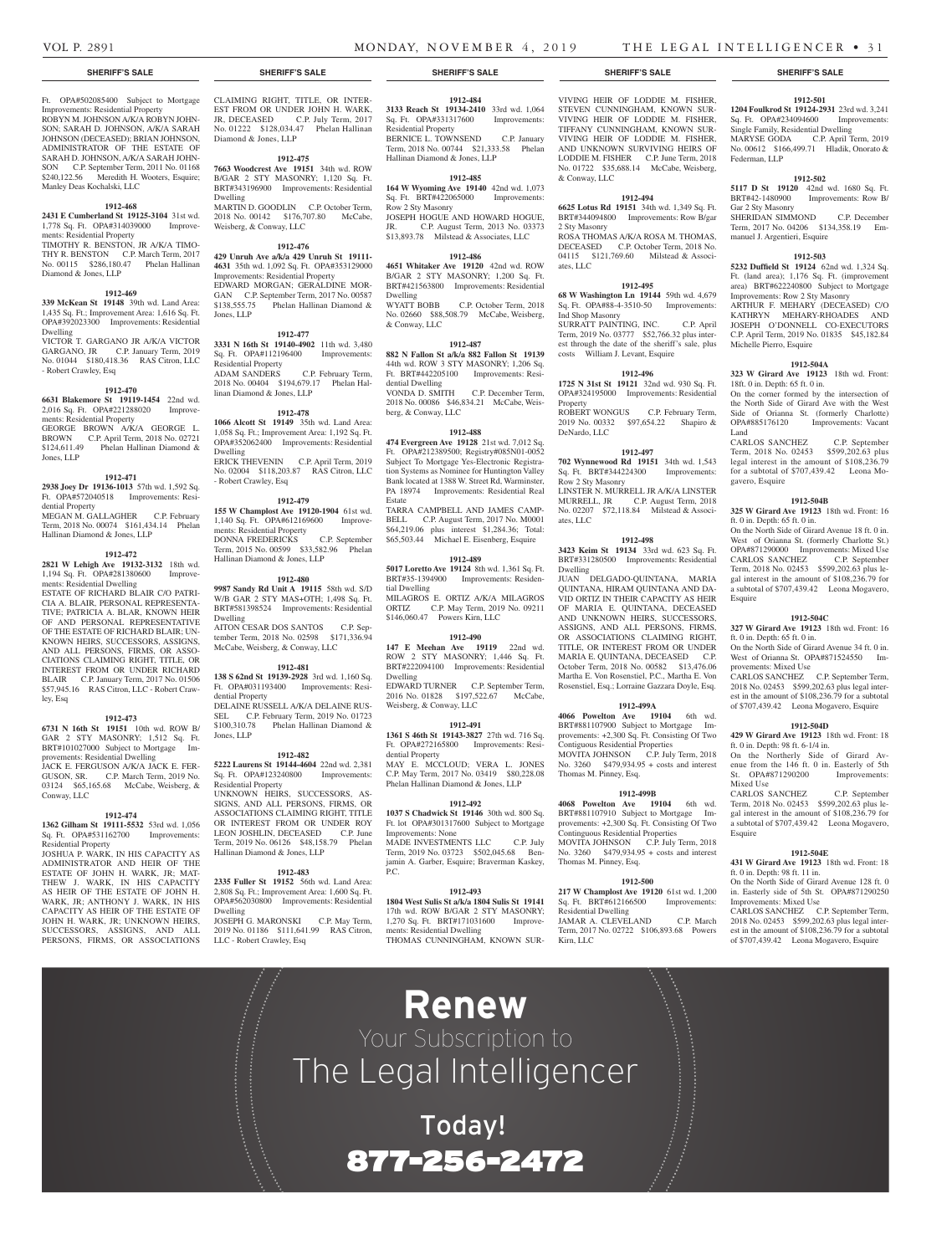## SHERIFF'S SALE

Ft. OPA#502085400 Subject to Mortgage Improvements: Residential Property
ROBYN M. JOHNSON A/K/A ROBYN JOHNSON; SARAH D. JOHNSON, A/K/A SARAH JOHNSON (DECEASED); BRIAN JOHNSON, ADMINISTRATOR OF THE ESTATE OF SARAH D. JOHNSON, A/K/A SARAH JOHNSON C.P. September Term, 2011 No. 01168 $240,122.56 Meredith H. Wooters, Esquire; Manley Deas Kochalski, LLC

**1912-468**

**2431 E Cumberland St 19125-3104** 31st wd. 1,778 Sq. Ft. OPA#314039000 Improvements: Residential Property
TIMOTHY R. BENSTON, JR A/K/A TIMOTHY R. BENSTON C.P. March Term, 2017 No. 00115 $286,180.47 Phelan Hallinan Diamond & Jones, LLP

**1912-469**

**339 McKean St 19148** 39th wd. Land Area: 1,435 Sq. Ft.; Improvement Area: 1,616 Sq. Ft. OPA#392023300 Improvements: Residential Dwelling
VICTOR T. GARGANO JR A/K/A VICTOR GARGANO, JR C.P. January Term, 2019 No. 01044 $180,418.36 RAS Citron, LLC - Robert Crawley, Esq

**1912-470**

**6631 Blakemore St 19119-1454** 22nd wd. 2,016 Sq. Ft. OPA#221288020 Improvements: Residential Property
GEORGE BROWN A/K/A GEORGE L. BROWN C.P. April Term, 2018 No. 02721 $124,611.49 Phelan Hallinan Diamond & Jones, LLP

**1912-471**

**2938 Joey Dr 19136-1013** 57th wd. 1,592 Sq. Ft. OPA#572040518 Improvements: Residential Property
MEGAN M. GALLAGHER C.P. February Term, 2018 No. 00074 $161,434.14 Phelan Hallinan Diamond & Jones, LLP

**1912-472**

**2821 W Lehigh Ave 19132-3132** 18th wd. 1,194 Sq. Ft. OPA#281380600 Improvements: Residential Dwelling
ESTATE OF RICHARD BLAIR C/O PATRICIA A. BLAIR, PERSONAL REPRESENTATIVE; PATRICIA A. BLAR, KNOWN HEIR OF AND PERSONAL REPRESENTATIVE OF THE ESTATE OF RICHARD BLAIR; UNKNOWN HEIRS, SUCCESSORS, ASSIGNS, AND ALL PERSONS, FIRMS, OR ASSOCIATIONS CLAIMING RIGHT, TITLE, OR INTEREST FROM OR UNDER RICHARD BLAIR C.P. January Term, 2017 No. 01506 $57,945.16 RAS Citron, LLC - Robert Crawley, Esq

**1912-473**

**6731 N 16th St 19151** 10th wd. ROW B/GAR 2 STY MASONRY; 1,512 Sq. Ft. BRT#101027000 Subject to Mortgage Improvements: Residential Dwelling
JACK E. FERGUSON A/K/A JACK E. FERGUSON, SR. C.P. March Term, 2019 No. 03124 $65,165.68 McCabe, Weisberg, & Conway, LLC

**1912-474**

**1362 Gilham St 19111-5532** 53rd wd. 1,056 Sq. Ft. OPA#531162700 Improvements: Residential Property
JOSHUA P. WARK, IN HIS CAPACITY AS ADMINISTRATOR AND HEIR OF THE ESTATE OF JOHN H. WARK, JR; MATTHEW J. WARK, IN HIS CAPACITY AS HEIR OF THE ESTATE OF JOHN H. WARK, JR; ANTHONY J. WARK, IN HIS CAPACITY AS HEIR OF THE ESTATE OF JOHN H. WARK, JR; UNKNOWN HEIRS, SUCCESSORS, ASSIGNS, AND ALL PERSONS, FIRMS, OR ASSOCIATIONS CLAIMING RIGHT, TITLE, OR INTEREST FROM OR UNDER JOHN H. WARK, JR, DECEASED C.P. July Term, 2017 No. 01222 $128,034.47 Phelan Hallinan Diamond & Jones, LLP

**1912-475**

**7663 Woodcrest Ave 19151** 34th wd. ROW B/GAR 2 STY MASONRY; 1,120 Sq. Ft. BRT#343196900 Improvements: Residential Dwelling
MARTIN D. GOODLIN C.P. October Term, 2018 No. 00142 $176,707.80 McCabe, Weisberg & Conway, LLC

**1912-476**

**429 Unruh Ave a/k/a 429 Unruh St 19111-4631** 35th wd. 1,092 Sq. Ft. OPA#353129000 Improvements: Residential Property
EDWARD MORGAN; GERALDINE MORGAN C.P. September Term, 2017 No. 00587 $138,555.75 Phelan Hallinan Diamond & Jones, LLP

**1912-477**

**3331 N 16th St 19140-4902** 11th wd. 3,480 Sq. Ft. OPA#112196400 Improvements: Residential Property
ADAM SANDERS C.P. February Term, 2018 No. 00404 $194,679.17 Phelan Hallinan Diamond & Jones, LLP

**1912-478**

**1066 Alcott St 19149** 35th wd. Land Area: 1,058 Sq. Ft.; Improvement Area: 1,192 Sq. Ft. OPA#352062400 Improvements: Residential Dwelling
ERICK THEVENIN C.P. April Term, 2019 No. 02004 $118,203.87 RAS Citron, LLC - Robert Crawley, Esq

**1912-479**

**155 W Champlost Ave 19120-1904** 61st wd. 1,140 Sq. Ft. OPA#612169600 Improvements: Residential Property
DONNA FREDERICKS C.P. September Term, 2015 No. 00599 $33,582.96 Phelan Hallinan Diamond & Jones, LLP

**1912-480**

**9987 Sandy Rd Unit A 19115** 58th wd. S/D W/B GAR 2 STY MAS+OTH; 1,498 Sq. Ft. BRT#581398524 Improvements: Residential Dwelling
AITON CESAR DOS SANTOS C.P. September Term, 2018 No. 02598 $171,336.94 McCabe, Weisberg, & Conway, LLC

**1912-481**

**138 S 62nd St 19139-2928** 3rd wd. 1,160 Sq. Ft. OPA#031193400 Improvements: Residential Property
DELAINE RUSSELL A/K/A DELAINE RUSSEL C.P. February Term, 2019 No. 01723 $100,310.78 Phelan Hallinan Diamond & Jones, LLP

**1912-482**

**5222 Laurens St 19144-4604** 22nd wd. 2,381 Sq. Ft. OPA#123240800 Improvements: Residential Property
UNKNOWN HEIRS, SUCCESSORS, ASSIGNS, AND ALL PERSONS, FIRMS, OR ASSOCIATIONS CLAIMING RIGHT, TITLE OR INTEREST FROM OR UNDER ROY LEON JOSHLIN, DECEASED C.P. June Term, 2019 No. 06126 $48,158.79 Phelan Hallinan Diamond & Jones, LLP

**1912-483**

**2335 Fuller St 19152** 56th wd. Land Area: 2,808 Sq. Ft.; Improvement Area: 1,600 Sq. Ft. OPA#562030800 Improvements: Residential Dwelling
JOSEPH G. MARONSKI C.P. May Term, 2019 No. 01186 $111,641.99 RAS Citron, LLC - Robert Crawley, Esq

**1912-484**

**3133 Reach St 19134-2410** 33rd wd. 1,064 Sq. Ft. OPA#331317600 Improvements: Residential Property
BERNICE L. TOWNSEND C.P. January Term, 2018 No. 00744 $21,333.58 Phelan Hallinan Diamond & Jones, LLP

**1912-485**

**164 W Wyoming Ave 19140** 42nd wd. 1,073 Sq. Ft. BRT#422065000 Improvements: Row 2 Sty Masonry
JOSEPH HOGUE AND HOWARD HOGUE, JR. C.P. August Term, 2013 No. 03373 $13,893.78 Milstead & Associates, LLC

**1912-486**

**4651 Whitaker Ave 19120** 42nd wd. ROW B/GAR 2 STY MASONRY; 1,200 Sq. Ft. BRT#421563800 Improvements: Residential Dwelling
WYATT BOBB C.P. October Term, 2018 No. 02660 $88,508.79 McCabe, Weisberg, & Conway, LLC

**1912-487**

**882 N Fallon St a/k/a 882 Fallon St 19139** 44th wd. ROW 3 STY MASONRY; 1,206 Sq. Ft. BRT#442205100 Improvements: Residential Dwelling
VONDA D. SMITH C.P. December Term, 2018 No. 00086 $46,834.21 McCabe, Weisberg, & Conway, LLC

**1912-488**

**474 Evergreen Ave 19128** 21st wd. 7,012 Sq. Ft. OPA#212389500; Registry#085N01-0052 Subject To Mortgage Yes-Electronic Registration Systems as Nominee for Huntington Valley Bank located at 1388 W. Street Rd, Warminster, PA 18974 Improvements: Residential Real Estate
TARRA CAMPBELL AND JAMES CAMPBELL C.P. August Term, 2017 No. M0001 $64,219.06 plus interest $1,284.36; Total: $65,503.44 Michael E. Eisenberg, Esquire

**1912-489**

**5017 Loretto Ave 19124** 8th wd. 1,361 Sq. Ft. BRT#35-1394900 Improvements: Residential Dwelling
MILAGROS E. ORTIZ A/K/A MILAGROS ORTIZ C.P. May Term, 2019 No. 09211 $146,060.47 Powers Kirn, LLC

**1912-490**

**147 E Meehan Ave 19119** 22nd wd. ROW 2 STY MASONRY; 1,446 Sq. Ft. BRT#222094100 Improvements: Residential Dwelling
EDWARD TURNER C.P. September Term, 2016 No. 01828 $197,522.67 McCabe, Weisberg, & Conway, LLC

**1912-491**

**1361 S 46th St 19143-3827** 27th wd. 716 Sq. Ft. OPA#272165800 Improvements: Residential Property
MAY E. MCCLOUD; VERA L. JONES C.P. May Term, 2017 No. 03419 $80,228.08 Phelan Hallinan Diamond & Jones, LLP

**1912-492**

**1037 S Chadwick St 19146** 30th wd. 800 Sq. Ft. lot OPA#301317600 Subject to Mortgage Improvements: None
MADE INVESTMENTS LLC C.P. July Term, 2019 No. 03723 $502,045.68 Benjamin A. Garber, Esquire; Braverman Kaskey, P.C.

**1912-493**

**1804 West Sulis St a/k/a 1804 Sulis St 19141** 17th wd. ROW B/GAR 2 STY MASONRY; 1,270 Sq. Ft. BRT#171031600 Improvements: Residential Dwelling
THOMAS CUNNINGHAM, KNOWN SURVIVING HEIR OF LODDIE M. FISHER, STEVEN CUNNINGHAM, KNOWN SURVIVING HEIR OF LODDIE M. FISHER, TIFFANY CUNNINGHAM, KNOWN SURVIVING HEIR OF LODDIE M. FISHER, AND UNKNOWN SURVIVING HEIRS OF LODDIE M. FISHER C.P. June Term, 2018 No. 01722 $35,688.14 McCabe, Weisberg, & Conway, LLC

**1912-494**

**6625 Lotus Rd 19151** 34th wd. 1,349 Sq. Ft. BRT#344094800 Improvements: Row B/gar 2 Sty Masonry
ROSA THOMAS A/K/A ROSA M. THOMAS, DECEASED C.P. October Term, 2018 No. 04115 $121,769.60 Milstead & Associates, LLC

**1912-495**

**68 W Washington Ln 19144** 59th wd. 4,679 Sq. Ft. OPA#88-4-3510-50 Improvements: Ind Shop Masonry
SURRATT PAINTING, INC. C.P. April Term, 2019 No. 03777 $52,766.32 plus interest through the date of the sheriff's sale, plus costs William J. Levant, Esquire

**1912-496**

**1725 N 31st St 19121** 32nd wd. 930 Sq. Ft. OPA#324195000 Improvements: Residential Property
ROBERT WONGUS C.P. February Term, 2019 No. 00332 $97,654.22 Shapiro & DeNardo, LLC

**1912-497**

**702 Wynnewood Rd 19151** 34th wd. 1,543 Sq. Ft. BRT#344224300 Improvements: Row 2 Sty Masonry
LINSTER N. MURRELL JR A/K/A LINSTER MURRELL, JR C.P. August Term, 2018 No. 02207 $72,118.84 Milstead & Associates, LLC

**1912-498**

**3423 Keim St 19134** 33rd wd. 623 Sq. Ft. BRT#331280500 Improvements: Residential Dwelling
JUAN DELGADO-QUINTANA, MARIA QUINTANA, HIRAM QUINTANA AND DAVID ORTIZ IN THEIR CAPACITY AS HEIR OF MARIA E. QUINTANA, DECEASED AND UNKNOWN HEIRS, SUCCESSORS, ASSIGNS, AND ALL PERSONS, FIRMS, OR ASSOCIATIONS CLAIMING RIGHT, TITLE, OR INTEREST FROM OR UNDER MARIA E. QUINTANA, DECEASED C.P. October Term, 2018 No. 00582 $13,476.06 Martha E. Von Rosenstiel, P.C., Martha E. Von Rosenstiel, Esq.; Lorraine Gazzara Doyle, Esq.

**1912-499A**

**4066 Powelton Ave 19104** 6th wd. BRT#881107900 Subject to Mortgage Improvements: +2,300 Sq. Ft. Consisting Of Two Contiguous Residential Properties
MOVITA JOHNSON C.P. July Term, 2018 No. 3260 $479,934.95 + costs and interest Thomas M. Pinney, Esq.

**1912-499B**

**4068 Powelton Ave 19104** 6th wd. BRT#881107910 Subject to Mortgage Improvements: +2,300 Sq. Ft. Consisting Of Two Continguous Residential Properties
MOVITA JOHNSON C.P. July Term, 2018 No. 3260 $479,934.95 + costs and interest Thomas M. Pinney, Esq.

**1912-500**

**217 W Champlost Ave 19120** 61st wd. 1,200 Sq. Ft. BRT#612166500 Improvements: Residential Dwelling
JAMAR A. CLEVELAND C.P. March Term, 2017 No. 02722 $106,893.68 Powers Kirn, LLC

**1912-501**

**1204 Foulkrod St 19124-2931** 23rd wd. 3,241 Sq. Ft. OPA#234094600 Improvements: Single Family, Residential Dwelling
MARYSE GODA C.P. April Term, 2019 No. 00612 $166,499.71 Hladik, Onorato & Federman, LLP

**1912-502**

**5117 D St 19120** 42nd wd. 1680 Sq. Ft. BRT#42-1480900 Improvements: Row B/Gar 2 Sty Masonry
SHERIDAN SIMMOND C.P. December Term, 2017 No. 04206 $134,358.19 Emmanuel J. Argentieri, Esquire

**1912-503**

**5232 Duffield St 19124** 62nd wd. 1,324 Sq. Ft. (land area); 1,176 Sq. Ft. (improvement area) BRT#622240800 Subject to Mortgage Improvements: Row 2 Sty Masonry
ARTHUR F. MEHARY (DECEASED) C/O KATHRYN MEHARY-RHOADES AND JOSEPH O'DONNELL CO-EXECUTORS C.P. April Term, 2019 No. 01835 $45,182.84 Michelle Pierro, Esquire

**1912-504A**

**323 W Girard Ave 19123** 18th wd. Front: 18ft. 0 in. Depth: 65 ft. 0 in.
On the corner formed by the intersection of the North Side of Girard Ave with the West Side of Orianna St. (formerly Charlotte) OPA#885176120 Improvements: Vacant Land
CARLOS SANCHEZ C.P. September Term, 2018 No. 02453 $599,202.63 plus legal interest in the amount of $108,236.79 for a subtotal of $707,439.42 Leona Mogavero, Esquire

**1912-504B**

**325 W Girard Ave 19123** 18th wd. Front: 16 ft. 0 in. Depth: 65 ft. 0 in.
On the North Side of Girard Avenue 18 ft. 0 in. West of Orianna St. (formerly Charlotte St.) OPA#871290000 Improvements: Mixed Use
CARLOS SANCHEZ C.P. September Term, 2018 No. 02453 $599,202.63 plus legal interest in the amount of $108,236.79 for a subtotal of $707,439.42 Leona Mogavero, Esquire

**1912-504C**

**327 W Girard Ave 19123** 18th wd. Front: 16 ft. 0 in. Depth: 65 ft. 0 in.
On the North Side of Girard Avenue 34 ft. 0 in. West of Orianna St. OPA#871524550 Improvements: Mixed Use
CARLOS SANCHEZ C.P. September Term, 2018 No. 02453 $599,202.63 plus legal interest in the amount of $108,236.79 for a subtotal of $707,439.42 Leona Mogavero, Esquire

**1912-504D**

**429 W Girard Ave 19123** 18th wd. Front: 18 ft. 0 in. Depth: 98 ft. 6-1/4 in.
On the Northerly Side of Girard Avenue from the 146 ft. 0 in. Easterly of 5th St. OPA#871290200 Improvements: Mixed Use
CARLOS SANCHEZ C.P. September Term, 2018 No. 02453 $599,202.63 plus legal interest in the amount of $108,236.79 for a subtotal of $707,439.42 Leona Mogavero, Esquire

**1912-504E**

**431 W Girard Ave 19123** 18th wd. Front: 18 ft. 0 in. Depth: 98 ft. 11 in.
On the North Side of Girard Avenue 128 ft. 0 in. Easterly side of 5th St. OPA#871290250 Improvements: Mixed Use
CARLOS SANCHEZ C.P. September Term, 2018 No. 02453 $599,202.63 plus legal interest in the amount of $108,236.79 for a subtotal of $707,439.42 Leona Mogavero, Esquire

**Renew**
Your Subscription to
The Legal Intelligencer
Today!
877-256-2472